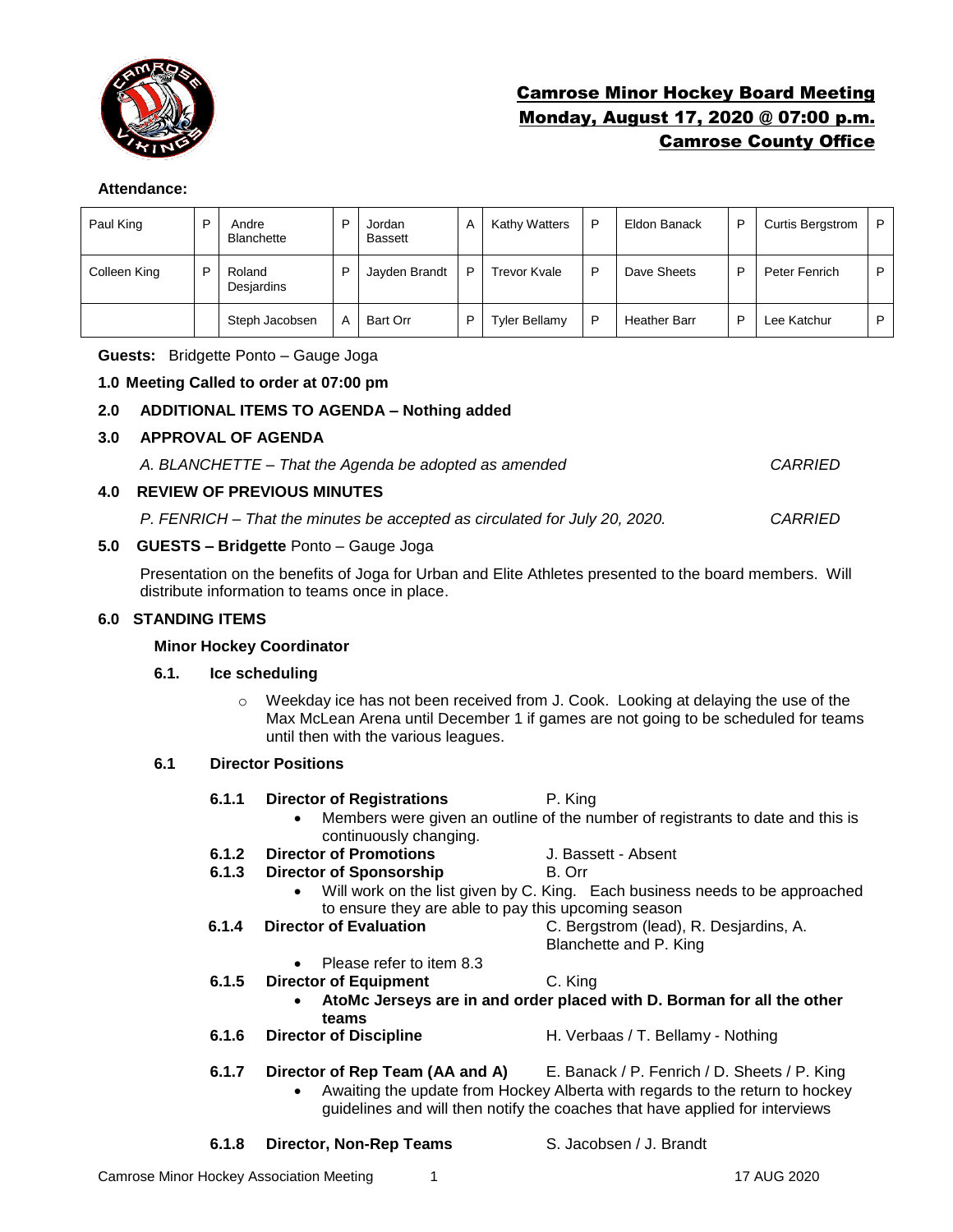# Camrose Minor Hockey Board Meeting
## Monday, August 17, 2020 @ 07:00 p.m.
## Camrose County Office

**Attendance:**

| | | | | | | | | | | | |
|---|---|---|---|---|---|---|---|---|---|---|---|
| Paul King | P | Andre Blanchette | P | Jordan Bassett | A | Kathy Watters | P | Eldon Banack | P | Curtis Bergstrom | P |
| Colleen King | P | Roland Desjardins | P | Jayden Brandt | P | Trevor Kvale | P | Dave Sheets | P | Peter Fenrich | P |
| | | Steph Jacobsen | A | Bart Orr | P | Tyler Bellamy | P | Heather Barr | P | Lee Katchur | P |

**Guests:** Bridgette Ponto – Gauge Joga

**1.0 Meeting Called to order at 07:00 pm**

**2.0 ADDITIONAL ITEMS TO AGENDA – Nothing added**

**3.0 APPROVAL OF AGENDA**

*A. BLANCHETTE – That the Agenda be adopted as amended* *CARRIED*

**4.0 REVIEW OF PREVIOUS MINUTES**

*P. FENRICH – That the minutes be accepted as circulated for July 20, 2020.* *CARRIED*

**5.0 GUESTS – Bridgette** Ponto – Gauge Joga

Presentation on the benefits of Joga for Urban and Elite Athletes presented to the board members. Will distribute information to teams once in place.

**6.0 STANDING ITEMS**

**Minor Hockey Coordinator**

**6.1. Ice scheduling**

- Weekday ice has not been received from J. Cook. Looking at delaying the use of the Max McLean Arena until December 1 if games are not going to be scheduled for teams until then with the various leagues.

**6.1 Director Positions**

**6.1.1 Director of Registrations** P. King

- Members were given an outline of the number of registrants to date and this is continuously changing.

**6.1.2 Director of Promotions** J. Bassett - Absent

**6.1.3 Director of Sponsorship** B. Orr

- Will work on the list given by C. King. Each business needs to be approached to ensure they are able to pay this upcoming season

**6.1.4 Director of Evaluation** C. Bergstrom (lead), R. Desjardins, A. Blanchette and P. King

- Please refer to item 8.3

**6.1.5 Director of Equipment** C. King

- **AtoMc Jerseys are in and order placed with D. Borman for all the other teams**

**6.1.6 Director of Discipline** H. Verbaas / T. Bellamy - Nothing

**6.1.7 Director of Rep Team (AA and A)** E. Banack / P. Fenrich / D. Sheets / P. King

- Awaiting the update from Hockey Alberta with regards to the return to hockey guidelines and will then notify the coaches that have applied for interviews

**6.1.8 Director, Non-Rep Teams** S. Jacobsen / J. Brandt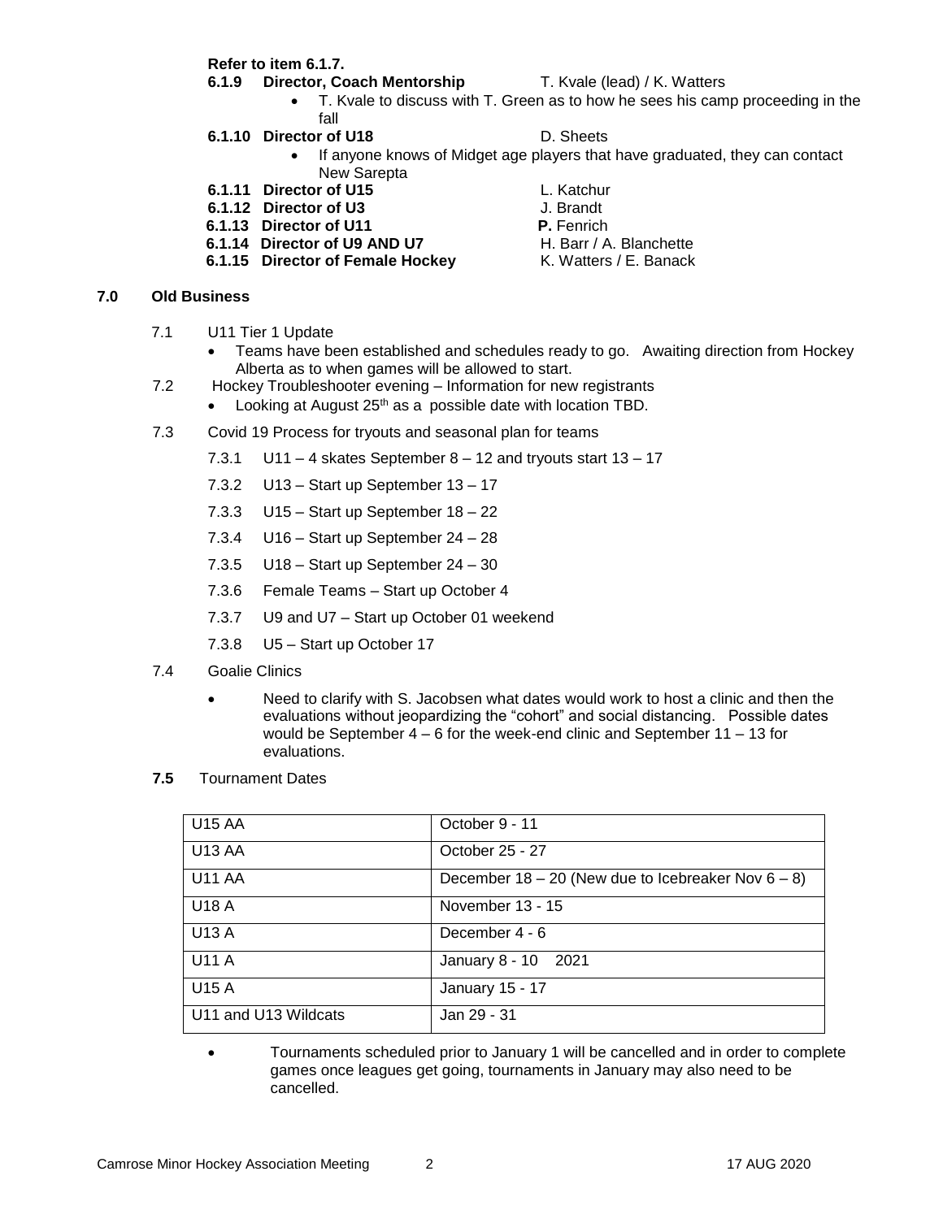**Refer to item 6.1.7.**

**6.1.9 Director, Coach Mentorship** T. Kvale (lead) / K. Watters

- T. Kvale to discuss with T. Green as to how he sees his camp proceeding in the fall

**6.1.10 Director of U18** D. Sheets

- If anyone knows of Midget age players that have graduated, they can contact New Sarepta

**6.1.11 Director of U15** L. Katchur

**6.1.12 Director of U3** J. Brandt

**6.1.13 Director of U11** **P.** Fenrich

**6.1.14 Director of U9 AND U7** H. Barr / A. Blanchette

**6.1.15 Director of Female Hockey** K. Watters / E. Banack

## 7.0 Old Business

7.1 U11 Tier 1 Update

- Teams have been established and schedules ready to go. Awaiting direction from Hockey Alberta as to when games will be allowed to start.

7.2 Hockey Troubleshooter evening – Information for new registrants

- Looking at August 25th as a possible date with location TBD.

7.3 Covid 19 Process for tryouts and seasonal plan for teams

7.3.1 U11 – 4 skates September 8 – 12 and tryouts start 13 – 17

7.3.2 U13 – Start up September 13 – 17

7.3.3 U15 – Start up September 18 – 22

7.3.4 U16 – Start up September 24 – 28

7.3.5 U18 – Start up September 24 – 30

7.3.6 Female Teams – Start up October 4

7.3.7 U9 and U7 – Start up October 01 weekend

7.3.8 U5 – Start up October 17

7.4 Goalie Clinics

- Need to clarify with S. Jacobsen what dates would work to host a clinic and then the evaluations without jeopardizing the "cohort" and social distancing. Possible dates would be September 4 – 6 for the week-end clinic and September 11 – 13 for evaluations.

**7.5** Tournament Dates

| U15 AA | October 9 - 11 |
|---|---|
| U13 AA | October 25 - 27 |
| U11 AA | December 18 – 20 (New due to Icebreaker Nov 6 – 8) |
| U18 A | November 13 - 15 |
| U13 A | December 4 - 6 |
| U11 A | January 8 - 10 2021 |
| U15 A | January 15 - 17 |
| U11 and U13 Wildcats | Jan 29 - 31 |

- Tournaments scheduled prior to January 1 will be cancelled and in order to complete games once leagues get going, tournaments in January may also need to be cancelled.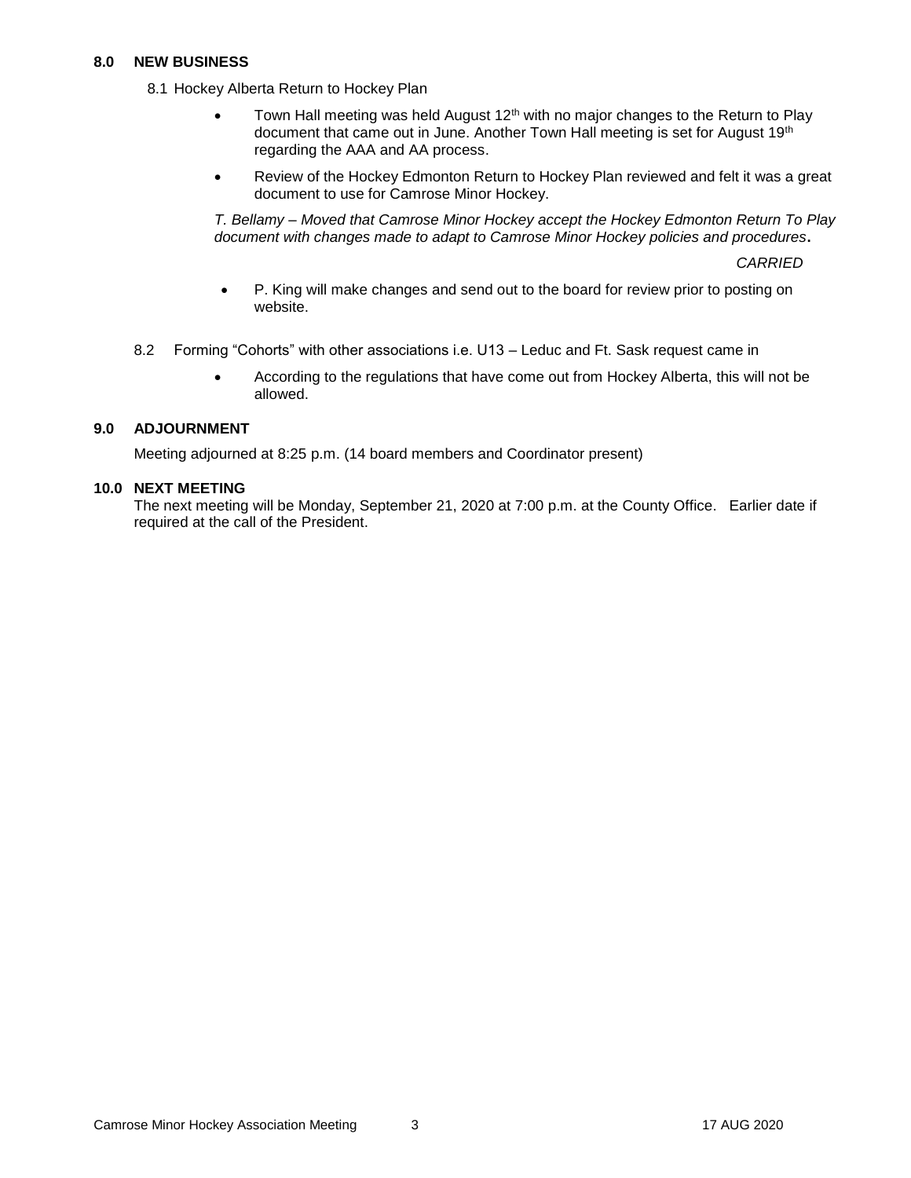## 8.0 NEW BUSINESS

8.1 Hockey Alberta Return to Hockey Plan

- Town Hall meeting was held August 12th with no major changes to the Return to Play document that came out in June. Another Town Hall meeting is set for August 19th regarding the AAA and AA process.
- Review of the Hockey Edmonton Return to Hockey Plan reviewed and felt it was a great document to use for Camrose Minor Hockey.

*T. Bellamy – Moved that Camrose Minor Hockey accept the Hockey Edmonton Return To Play document with changes made to adapt to Camrose Minor Hockey policies and procedures*.

*CARRIED*

- P. King will make changes and send out to the board for review prior to posting on website.

8.2 Forming "Cohorts" with other associations i.e. U13 – Leduc and Ft. Sask request came in

- According to the regulations that have come out from Hockey Alberta, this will not be allowed.

## 9.0 ADJOURNMENT

Meeting adjourned at 8:25 p.m. (14 board members and Coordinator present)

## 10.0 NEXT MEETING

The next meeting will be Monday, September 21, 2020 at 7:00 p.m. at the County Office. Earlier date if required at the call of the President.